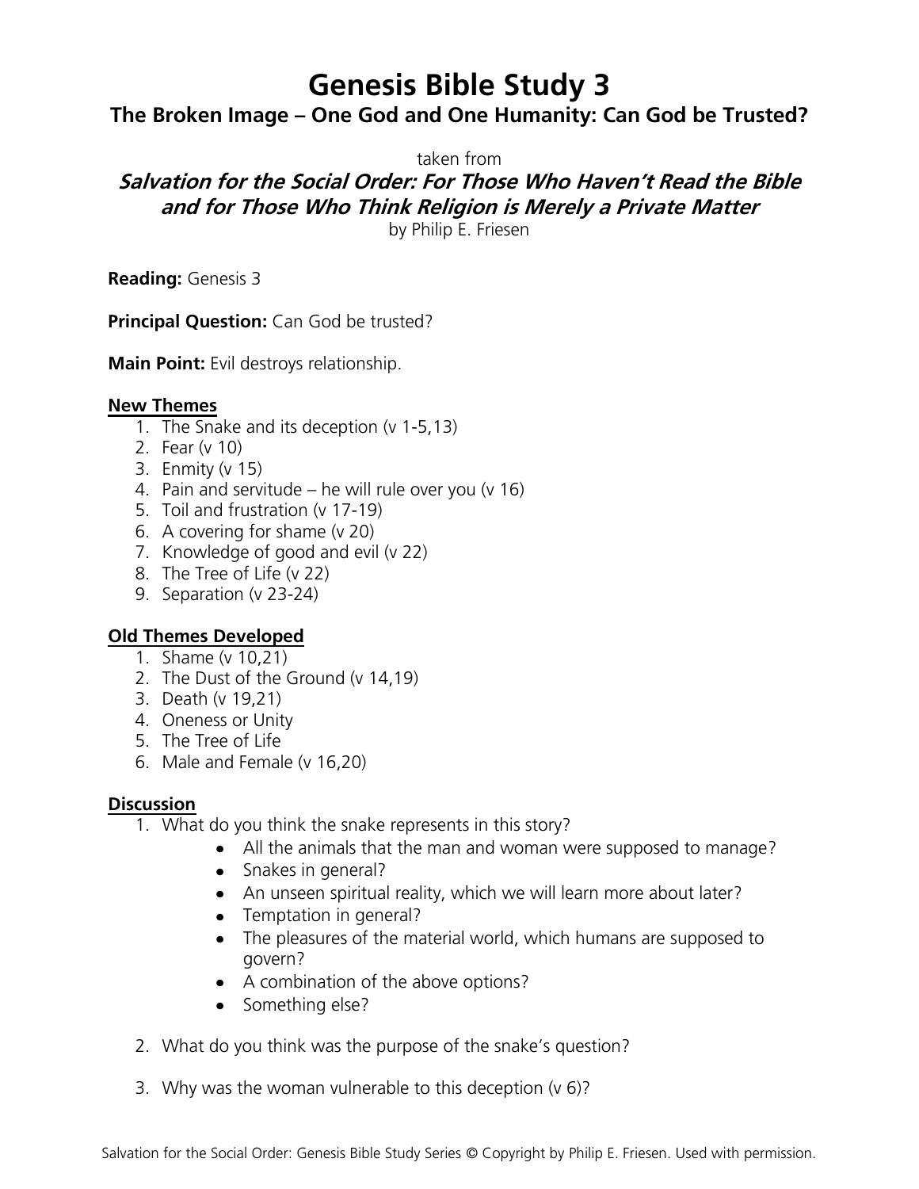# Genesis Bible Study 3

## The Broken Image – One God and One Humanity: Can God be Trusted?

taken from

### *Salvation for the Social Order: For Those Who Haven't Read the Bible and for Those Who Think Religion is Merely a Private Matter*

by Philip E. Friesen

**Reading:** Genesis 3

**Principal Question:** Can God be trusted?

**Main Point:** Evil destroys relationship.

**New Themes**

1. The Snake and its deception (v 1-5,13)
2. Fear (v 10)
3. Enmity (v 15)
4. Pain and servitude – he will rule over you (v 16)
5. Toil and frustration (v 17-19)
6. A covering for shame (v 20)
7. Knowledge of good and evil (v 22)
8. The Tree of Life (v 22)
9. Separation (v 23-24)

**Old Themes Developed**

1. Shame (v 10,21)
2. The Dust of the Ground (v 14,19)
3. Death (v 19,21)
4. Oneness or Unity
5. The Tree of Life
6. Male and Female (v 16,20)

**Discussion**

1. What do you think the snake represents in this story?
   - All the animals that the man and woman were supposed to manage?
   - Snakes in general?
   - An unseen spiritual reality, which we will learn more about later?
   - Temptation in general?
   - The pleasures of the material world, which humans are supposed to govern?
   - A combination of the above options?
   - Something else?
2. What do you think was the purpose of the snake's question?
3. Why was the woman vulnerable to this deception (v 6)?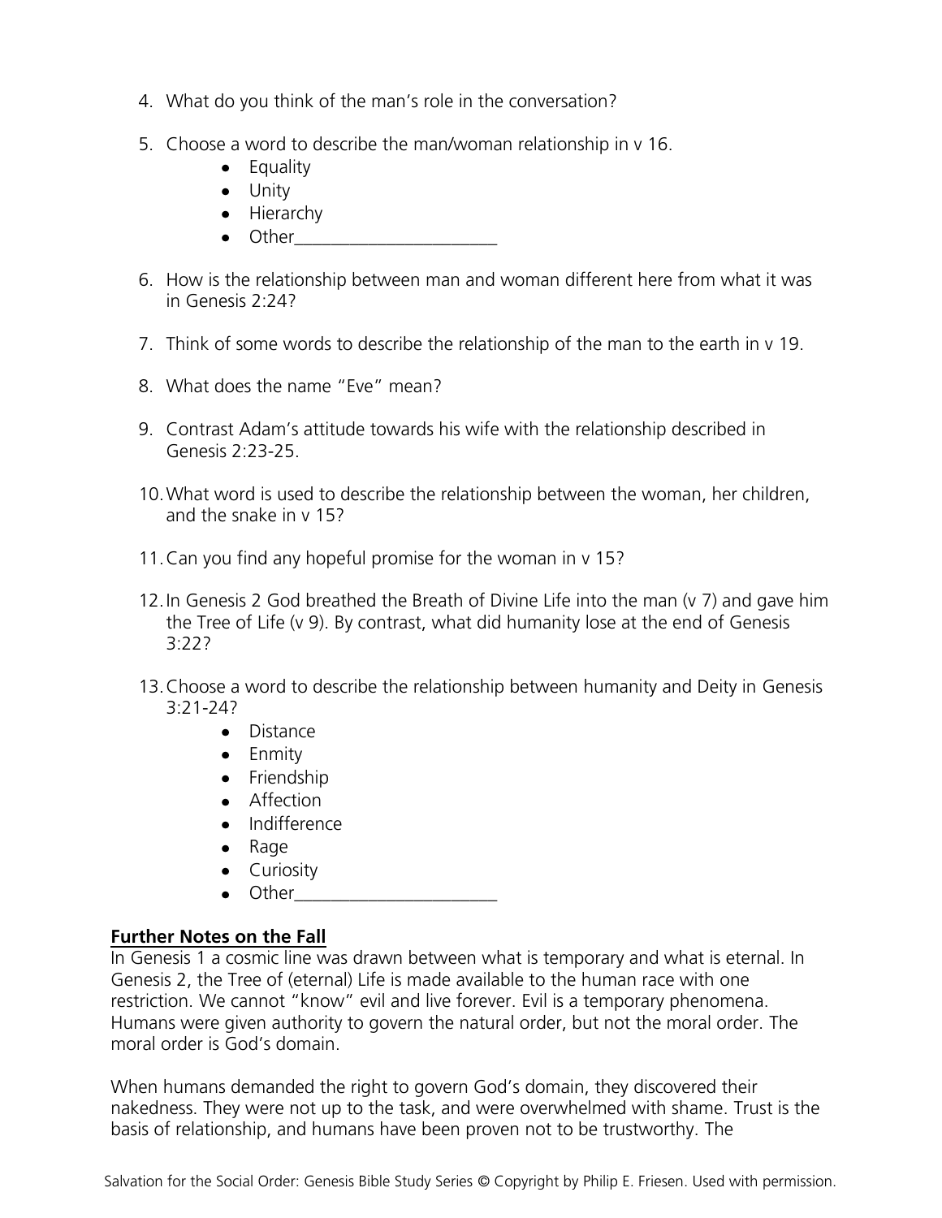4. What do you think of the man's role in the conversation?

5. Choose a word to describe the man/woman relationship in v 16.
   - Equality
   - Unity
   - Hierarchy
   - Other______________________

6. How is the relationship between man and woman different here from what it was in Genesis 2:24?

7. Think of some words to describe the relationship of the man to the earth in v 19.

8. What does the name "Eve" mean?

9. Contrast Adam's attitude towards his wife with the relationship described in Genesis 2:23-25.

10. What word is used to describe the relationship between the woman, her children, and the snake in v 15?

11. Can you find any hopeful promise for the woman in v 15?

12. In Genesis 2 God breathed the Breath of Divine Life into the man (v 7) and gave him the Tree of Life (v 9). By contrast, what did humanity lose at the end of Genesis 3:22?

13. Choose a word to describe the relationship between humanity and Deity in Genesis 3:21-24?
    - Distance
    - Enmity
    - Friendship
    - Affection
    - Indifference
    - Rage
    - Curiosity
    - Other______________________

**Further Notes on the Fall**

In Genesis 1 a cosmic line was drawn between what is temporary and what is eternal. In Genesis 2, the Tree of (eternal) Life is made available to the human race with one restriction. We cannot "know" evil and live forever. Evil is a temporary phenomena. Humans were given authority to govern the natural order, but not the moral order. The moral order is God's domain.

When humans demanded the right to govern God's domain, they discovered their nakedness. They were not up to the task, and were overwhelmed with shame. Trust is the basis of relationship, and humans have been proven not to be trustworthy. The

Salvation for the Social Order: Genesis Bible Study Series © Copyright by Philip E. Friesen. Used with permission.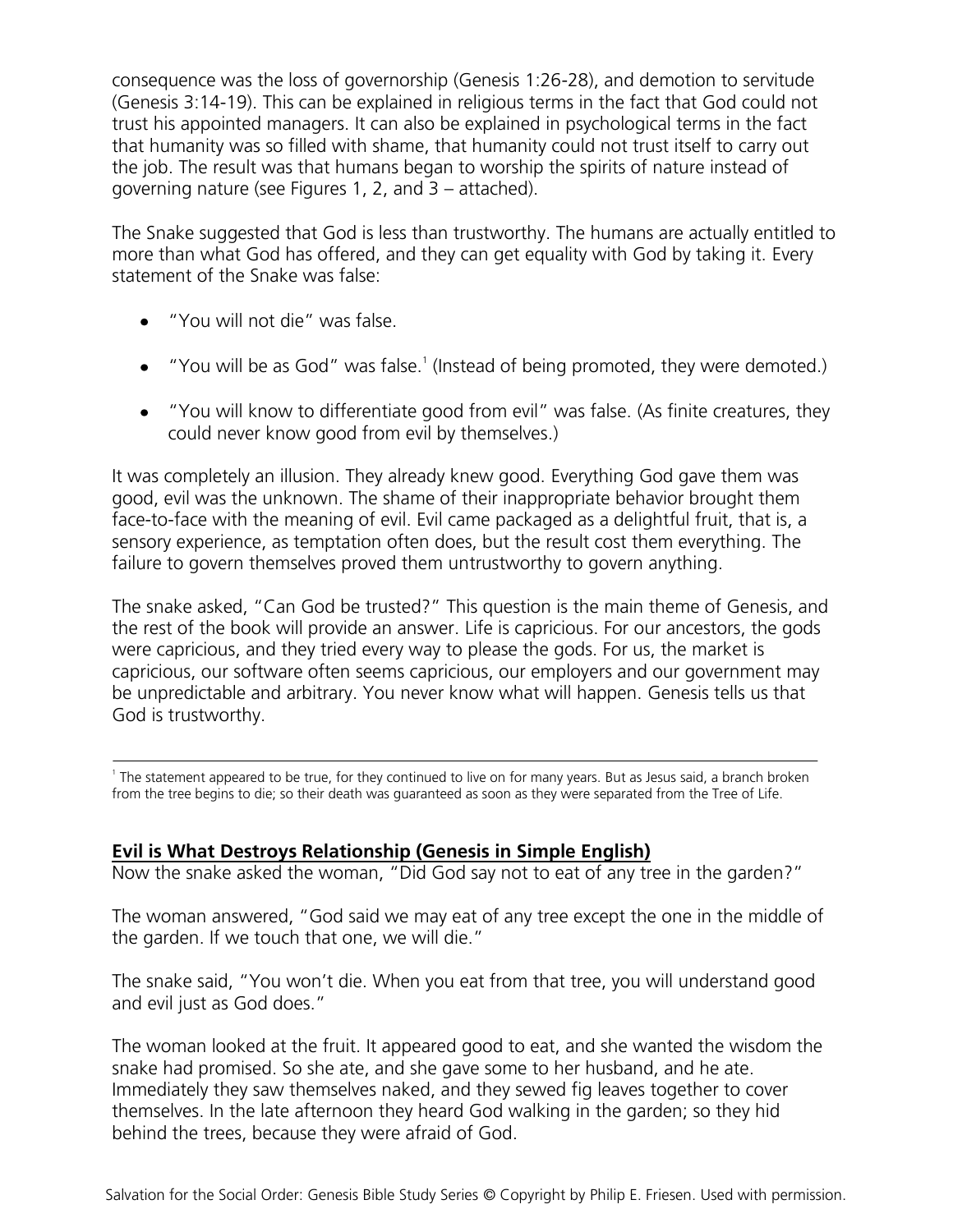consequence was the loss of governorship (Genesis 1:26-28), and demotion to servitude (Genesis 3:14-19). This can be explained in religious terms in the fact that God could not trust his appointed managers. It can also be explained in psychological terms in the fact that humanity was so filled with shame, that humanity could not trust itself to carry out the job. The result was that humans began to worship the spirits of nature instead of governing nature (see Figures 1, 2, and 3 – attached).

The Snake suggested that God is less than trustworthy. The humans are actually entitled to more than what God has offered, and they can get equality with God by taking it. Every statement of the Snake was false:

- "You will not die" was false.
- "You will be as God" was false.[1] (Instead of being promoted, they were demoted.)
- "You will know to differentiate good from evil" was false. (As finite creatures, they could never know good from evil by themselves.)

It was completely an illusion. They already knew good. Everything God gave them was good, evil was the unknown. The shame of their inappropriate behavior brought them face-to-face with the meaning of evil. Evil came packaged as a delightful fruit, that is, a sensory experience, as temptation often does, but the result cost them everything. The failure to govern themselves proved them untrustworthy to govern anything.

The snake asked, "Can God be trusted?" This question is the main theme of Genesis, and the rest of the book will provide an answer. Life is capricious. For our ancestors, the gods were capricious, and they tried every way to please the gods. For us, the market is capricious, our software often seems capricious, our employers and our government may be unpredictable and arbitrary. You never know what will happen. Genesis tells us that God is trustworthy.

---

[1] The statement appeared to be true, for they continued to live on for many years. But as Jesus said, a branch broken from the tree begins to die; so their death was guaranteed as soon as they were separated from the Tree of Life.

**Evil is What Destroys Relationship (Genesis in Simple English)**

Now the snake asked the woman, "Did God say not to eat of any tree in the garden?"

The woman answered, "God said we may eat of any tree except the one in the middle of the garden. If we touch that one, we will die."

The snake said, "You won't die. When you eat from that tree, you will understand good and evil just as God does."

The woman looked at the fruit. It appeared good to eat, and she wanted the wisdom the snake had promised. So she ate, and she gave some to her husband, and he ate. Immediately they saw themselves naked, and they sewed fig leaves together to cover themselves. In the late afternoon they heard God walking in the garden; so they hid behind the trees, because they were afraid of God.

Salvation for the Social Order: Genesis Bible Study Series © Copyright by Philip E. Friesen. Used with permission.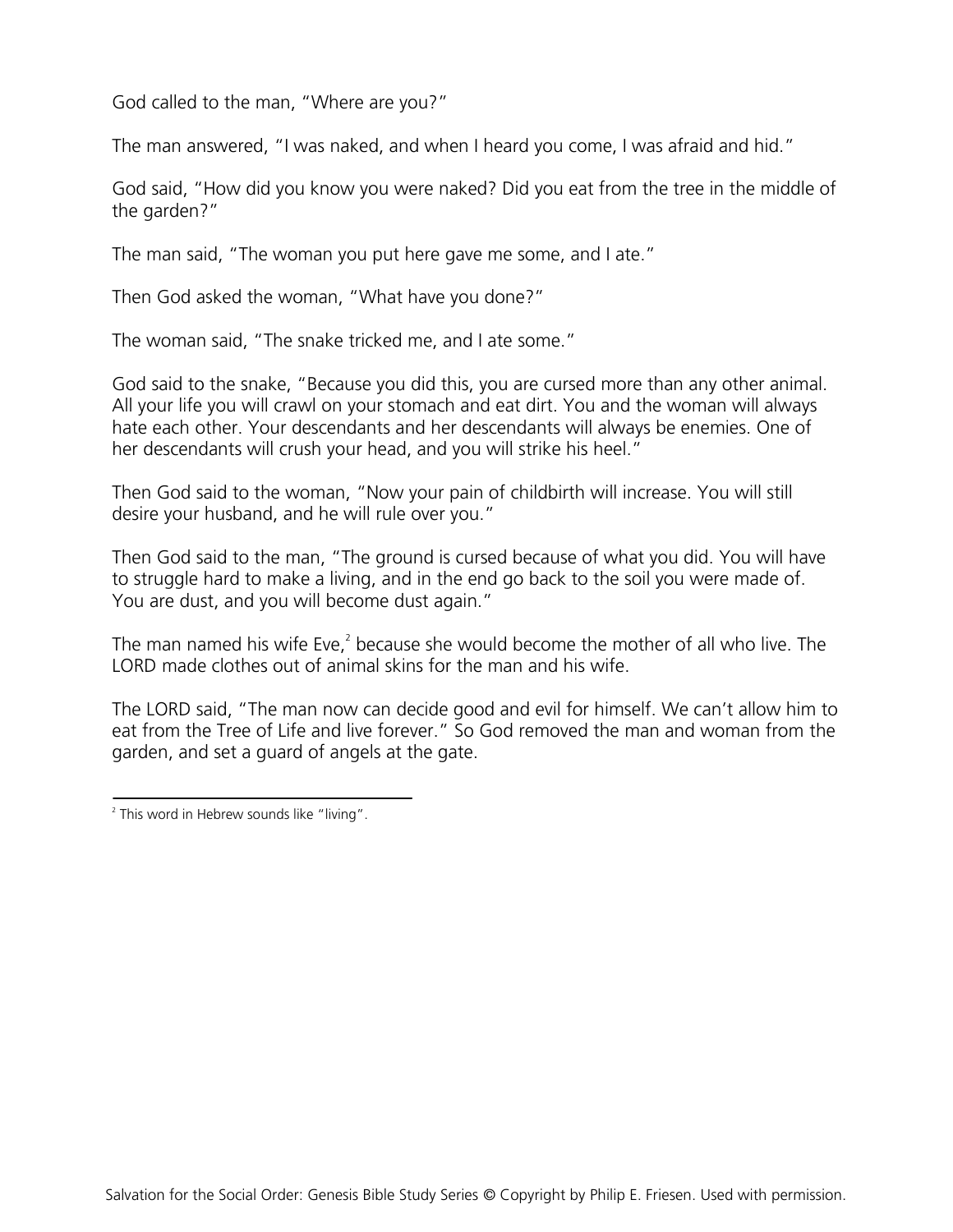God called to the man, "Where are you?"

The man answered, "I was naked, and when I heard you come, I was afraid and hid."

God said, "How did you know you were naked? Did you eat from the tree in the middle of the garden?"

The man said, "The woman you put here gave me some, and I ate."

Then God asked the woman, "What have you done?"

The woman said, "The snake tricked me, and I ate some."

God said to the snake, "Because you did this, you are cursed more than any other animal. All your life you will crawl on your stomach and eat dirt. You and the woman will always hate each other. Your descendants and her descendants will always be enemies. One of her descendants will crush your head, and you will strike his heel."

Then God said to the woman, "Now your pain of childbirth will increase. You will still desire your husband, and he will rule over you."

Then God said to the man, "The ground is cursed because of what you did. You will have to struggle hard to make a living, and in the end go back to the soil you were made of. You are dust, and you will become dust again."

The man named his wife Eve,[2] because she would become the mother of all who live. The LORD made clothes out of animal skins for the man and his wife.

The LORD said, "The man now can decide good and evil for himself. We can't allow him to eat from the Tree of Life and live forever." So God removed the man and woman from the garden, and set a guard of angels at the gate.

---

[2] This word in Hebrew sounds like "living".

Salvation for the Social Order: Genesis Bible Study Series © Copyright by Philip E. Friesen. Used with permission.